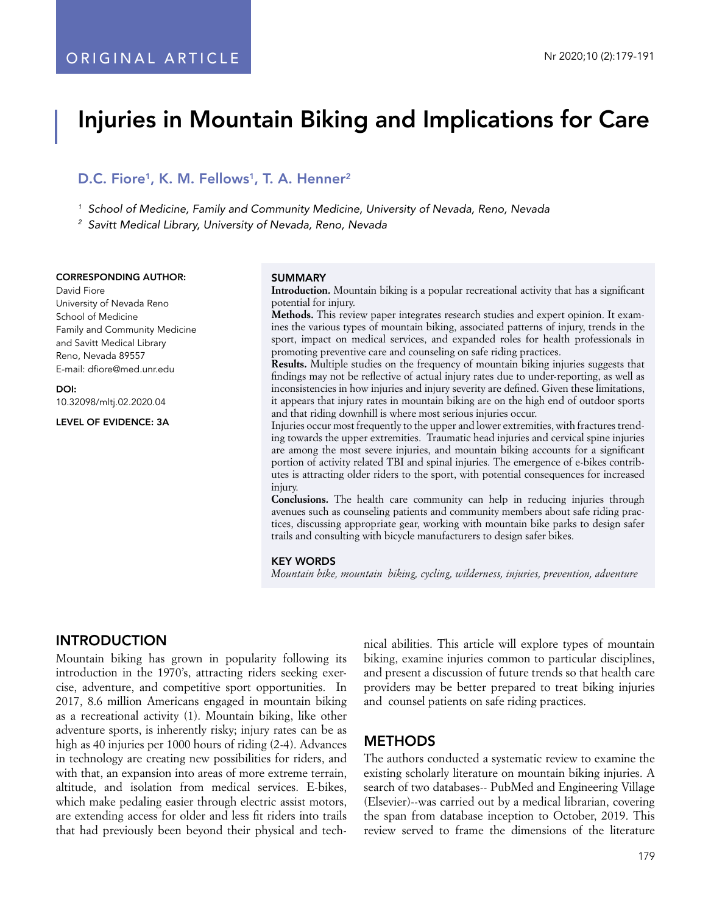ORIGINAL ARTICLE

# Injuries in Mountain Biking and Implications for Care

## D.C. Fiore[1], K. M. Fellows[1], T. A. Henner[2]

[1] *School of Medicine, Family and Community Medicine, University of Nevada, Reno, Nevada*

[2] *Savitt Medical Library, University of Nevada, Reno, Nevada*

**CORRESPONDING AUTHOR:**
David Fiore
University of Nevada Reno
School of Medicine
Family and Community Medicine
and Savitt Medical Library
Reno, Nevada 89557
E-mail: dfiore@med.unr.edu

**DOI:**
10.32098/mltj.02.2020.04

**LEVEL OF EVIDENCE: 3A**

**SUMMARY**

**Introduction.** Mountain biking is a popular recreational activity that has a significant potential for injury.

**Methods.** This review paper integrates research studies and expert opinion. It examines the various types of mountain biking, associated patterns of injury, trends in the sport, impact on medical services, and expanded roles for health professionals in promoting preventive care and counseling on safe riding practices.

**Results.** Multiple studies on the frequency of mountain biking injuries suggests that findings may not be reflective of actual injury rates due to under-reporting, as well as inconsistencies in how injuries and injury severity are defined. Given these limitations, it appears that injury rates in mountain biking are on the high end of outdoor sports and that riding downhill is where most serious injuries occur.

Injuries occur most frequently to the upper and lower extremities, with fractures trending towards the upper extremities. Traumatic head injuries and cervical spine injuries are among the most severe injuries, and mountain biking accounts for a significant portion of activity related TBI and spinal injuries. The emergence of e-bikes contributes is attracting older riders to the sport, with potential consequences for increased injury.

**Conclusions.** The health care community can help in reducing injuries through avenues such as counseling patients and community members about safe riding practices, discussing appropriate gear, working with mountain bike parks to design safer trails and consulting with bicycle manufacturers to design safer bikes.

**KEY WORDS**

*Mountain bike, mountain biking, cycling, wilderness, injuries, prevention, adventure*

## INTRODUCTION

Mountain biking has grown in popularity following its introduction in the 1970's, attracting riders seeking exercise, adventure, and competitive sport opportunities. In 2017, 8.6 million Americans engaged in mountain biking as a recreational activity (1). Mountain biking, like other adventure sports, is inherently risky; injury rates can be as high as 40 injuries per 1000 hours of riding (2-4). Advances in technology are creating new possibilities for riders, and with that, an expansion into areas of more extreme terrain, altitude, and isolation from medical services. E-bikes, which make pedaling easier through electric assist motors, are extending access for older and less fit riders into trails that had previously been beyond their physical and technical abilities. This article will explore types of mountain biking, examine injuries common to particular disciplines, and present a discussion of future trends so that health care providers may be better prepared to treat biking injuries and counsel patients on safe riding practices.

## METHODS

The authors conducted a systematic review to examine the existing scholarly literature on mountain biking injuries. A search of two databases-- PubMed and Engineering Village (Elsevier)--was carried out by a medical librarian, covering the span from database inception to October, 2019. This review served to frame the dimensions of the literature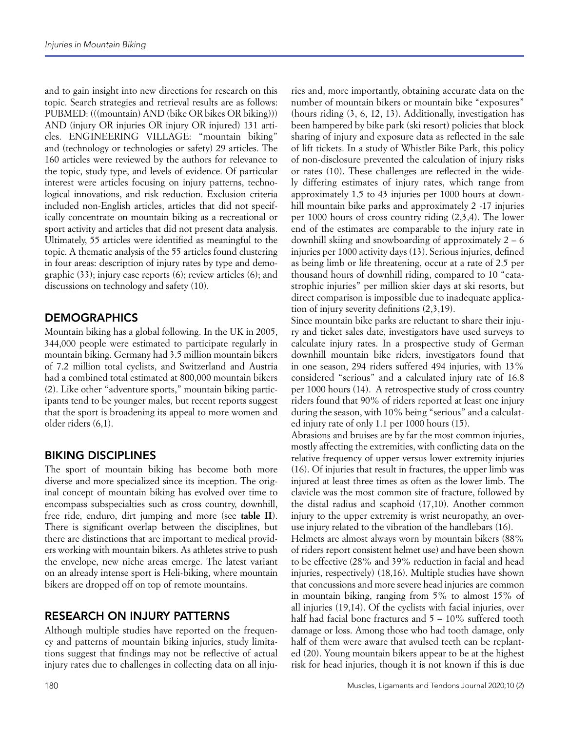and to gain insight into new directions for research on this topic. Search strategies and retrieval results are as follows: PUBMED: (((mountain) AND (bike OR bikes OR biking))) AND (injury OR injuries OR injury OR injured) 131 articles. ENGINEERING VILLAGE: "mountain biking" and (technology or technologies or safety) 29 articles. The 160 articles were reviewed by the authors for relevance to the topic, study type, and levels of evidence. Of particular interest were articles focusing on injury patterns, technological innovations, and risk reduction. Exclusion criteria included non-English articles, articles that did not specifically concentrate on mountain biking as a recreational or sport activity and articles that did not present data analysis. Ultimately, 55 articles were identified as meaningful to the topic. A thematic analysis of the 55 articles found clustering in four areas: description of injury rates by type and demographic (33); injury case reports (6); review articles (6); and discussions on technology and safety (10).

## DEMOGRAPHICS

Mountain biking has a global following. In the UK in 2005, 344,000 people were estimated to participate regularly in mountain biking. Germany had 3.5 million mountain bikers of 7.2 million total cyclists, and Switzerland and Austria had a combined total estimated at 800,000 mountain bikers (2). Like other "adventure sports," mountain biking participants tend to be younger males, but recent reports suggest that the sport is broadening its appeal to more women and older riders (6,1).

## BIKING DISCIPLINES

The sport of mountain biking has become both more diverse and more specialized since its inception. The original concept of mountain biking has evolved over time to encompass subspecialties such as cross country, downhill, free ride, enduro, dirt jumping and more (see **table II**). There is significant overlap between the disciplines, but there are distinctions that are important to medical providers working with mountain bikers. As athletes strive to push the envelope, new niche areas emerge. The latest variant on an already intense sport is Heli-biking, where mountain bikers are dropped off on top of remote mountains.

## RESEARCH ON INJURY PATTERNS

Although multiple studies have reported on the frequency and patterns of mountain biking injuries, study limitations suggest that findings may not be reflective of actual injury rates due to challenges in collecting data on all injuries and, more importantly, obtaining accurate data on the number of mountain bikers or mountain bike "exposures" (hours riding (3, 6, 12, 13). Additionally, investigation has been hampered by bike park (ski resort) policies that block sharing of injury and exposure data as reflected in the sale of lift tickets. In a study of Whistler Bike Park, this policy of non-disclosure prevented the calculation of injury risks or rates (10). These challenges are reflected in the widely differing estimates of injury rates, which range from approximately 1.5 to 43 injuries per 1000 hours at downhill mountain bike parks and approximately 2 -17 injuries per 1000 hours of cross country riding (2,3,4). The lower end of the estimates are comparable to the injury rate in downhill skiing and snowboarding of approximately 2 – 6 injuries per 1000 activity days (13). Serious injuries, defined as being limb or life threatening, occur at a rate of 2.5 per thousand hours of downhill riding, compared to 10 "catastrophic injuries" per million skier days at ski resorts, but direct comparison is impossible due to inadequate application of injury severity definitions (2,3,19).

Since mountain bike parks are reluctant to share their injury and ticket sales date, investigators have used surveys to calculate injury rates. In a prospective study of German downhill mountain bike riders, investigators found that in one season, 294 riders suffered 494 injuries, with 13% considered "serious" and a calculated injury rate of 16.8 per 1000 hours (14). A retrospective study of cross country riders found that 90% of riders reported at least one injury during the season, with 10% being "serious" and a calculated injury rate of only 1.1 per 1000 hours (15).

Abrasions and bruises are by far the most common injuries, mostly affecting the extremities, with conflicting data on the relative frequency of upper versus lower extremity injuries (16). Of injuries that result in fractures, the upper limb was injured at least three times as often as the lower limb. The clavicle was the most common site of fracture, followed by the distal radius and scaphoid (17,10). Another common injury to the upper extremity is wrist neuropathy, an overuse injury related to the vibration of the handlebars (16).

Helmets are almost always worn by mountain bikers (88% of riders report consistent helmet use) and have been shown to be effective (28% and 39% reduction in facial and head injuries, respectively) (18,16). Multiple studies have shown that concussions and more severe head injuries are common in mountain biking, ranging from 5% to almost 15% of all injuries (19,14). Of the cyclists with facial injuries, over half had facial bone fractures and 5 – 10% suffered tooth damage or loss. Among those who had tooth damage, only half of them were aware that avulsed teeth can be replanted (20). Young mountain bikers appear to be at the highest risk for head injuries, though it is not known if this is due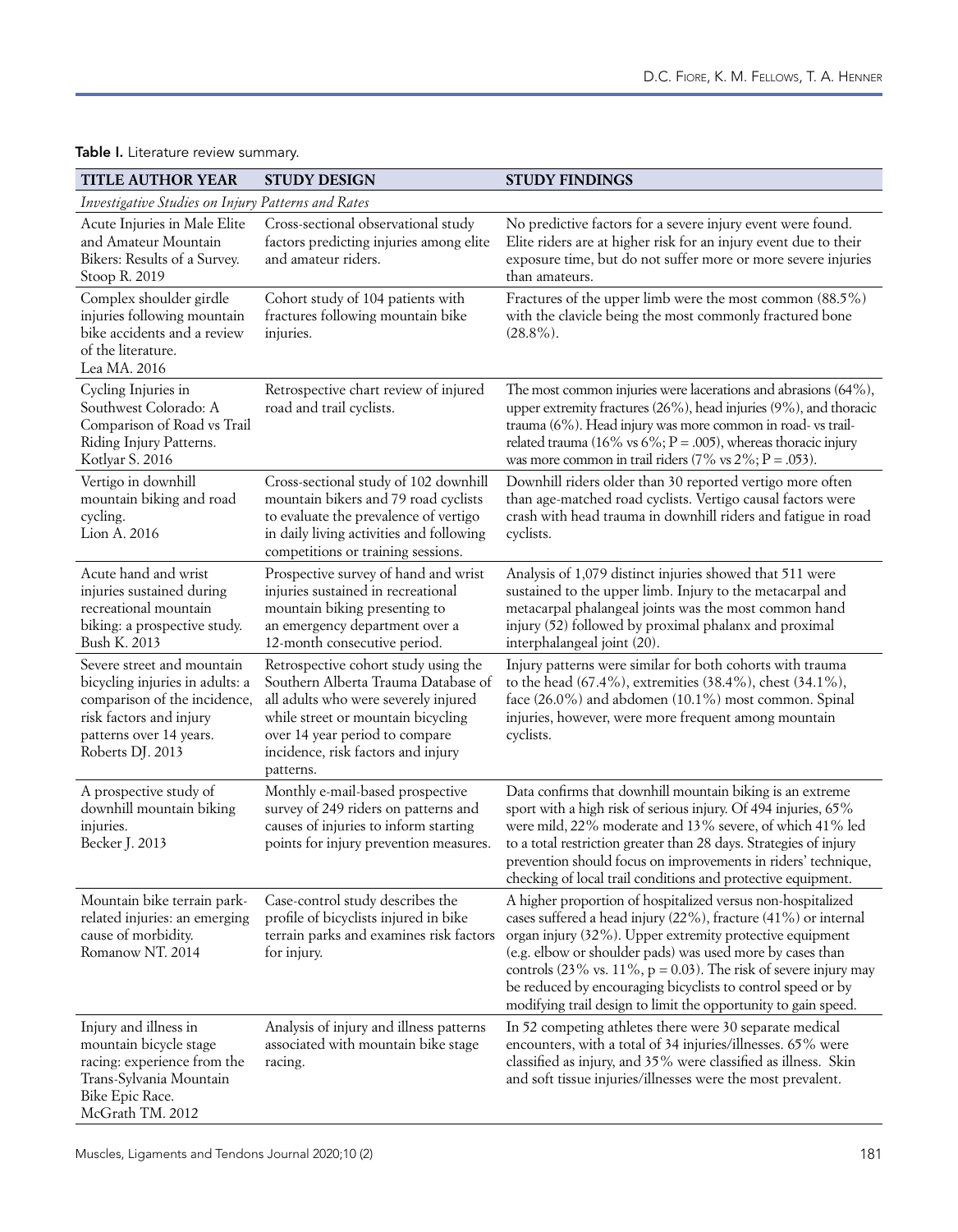**Table I.** Literature review summary.

| TITLE AUTHOR YEAR | STUDY DESIGN | STUDY FINDINGS |
|---|---|---|
| *Investigative Studies on Injury Patterns and Rates* | | |
| Acute Injuries in Male Elite and Amateur Mountain Bikers: Results of a Survey. Stoop R. 2019 | Cross-sectional observational study factors predicting injuries among elite and amateur riders. | No predictive factors for a severe injury event were found. Elite riders are at higher risk for an injury event due to their exposure time, but do not suffer more or more severe injuries than amateurs. |
| Complex shoulder girdle injuries following mountain bike accidents and a review of the literature. Lea MA. 2016 | Cohort study of 104 patients with fractures following mountain bike injuries. | Fractures of the upper limb were the most common (88.5%) with the clavicle being the most commonly fractured bone (28.8%). |
| Cycling Injuries in Southwest Colorado: A Comparison of Road vs Trail Riding Injury Patterns. Kotlyar S. 2016 | Retrospective chart review of injured road and trail cyclists. | The most common injuries were lacerations and abrasions (64%), upper extremity fractures (26%), head injuries (9%), and thoracic trauma (6%). Head injury was more common in road- vs trail-related trauma (16% vs 6%; P = .005), whereas thoracic injury was more common in trail riders (7% vs 2%; P = .053). |
| Vertigo in downhill mountain biking and road cycling. Lion A. 2016 | Cross-sectional study of 102 downhill mountain bikers and 79 road cyclists to evaluate the prevalence of vertigo in daily living activities and following competitions or training sessions. | Downhill riders older than 30 reported vertigo more often than age-matched road cyclists. Vertigo causal factors were crash with head trauma in downhill riders and fatigue in road cyclists. |
| Acute hand and wrist injuries sustained during recreational mountain biking: a prospective study. Bush K. 2013 | Prospective survey of hand and wrist injuries sustained in recreational mountain biking presenting to an emergency department over a 12-month consecutive period. | Analysis of 1,079 distinct injuries showed that 511 were sustained to the upper limb. Injury to the metacarpal and metacarpal phalangeal joints was the most common hand injury (52) followed by proximal phalanx and proximal interphalangeal joint (20). |
| Severe street and mountain bicycling injuries in adults: a comparison of the incidence, risk factors and injury patterns over 14 years. Roberts DJ. 2013 | Retrospective cohort study using the Southern Alberta Trauma Database of all adults who were severely injured while street or mountain bicycling over 14 year period to compare incidence, risk factors and injury patterns. | Injury patterns were similar for both cohorts with trauma to the head (67.4%), extremities (38.4%), chest (34.1%), face (26.0%) and abdomen (10.1%) most common. Spinal injuries, however, were more frequent among mountain cyclists. |
| A prospective study of downhill mountain biking injuries. Becker J. 2013 | Monthly e-mail-based prospective survey of 249 riders on patterns and causes of injuries to inform starting points for injury prevention measures. | Data confirms that downhill mountain biking is an extreme sport with a high risk of serious injury. Of 494 injuries, 65% were mild, 22% moderate and 13% severe, of which 41% led to a total restriction greater than 28 days. Strategies of injury prevention should focus on improvements in riders' technique, checking of local trail conditions and protective equipment. |
| Mountain bike terrain park-related injuries: an emerging cause of morbidity. Romanow NT. 2014 | Case-control study describes the profile of bicyclists injured in bike terrain parks and examines risk factors for injury. | A higher proportion of hospitalized versus non-hospitalized cases suffered a head injury (22%), fracture (41%) or internal organ injury (32%). Upper extremity protective equipment (e.g. elbow or shoulder pads) was used more by cases than controls (23% vs. 11%, p = 0.03). The risk of severe injury may be reduced by encouraging bicyclists to control speed or by modifying trail design to limit the opportunity to gain speed. |
| Injury and illness in mountain bicycle stage racing: experience from the Trans-Sylvania Mountain Bike Epic Race. McGrath TM. 2012 | Analysis of injury and illness patterns associated with mountain bike stage racing. | In 52 competing athletes there were 30 separate medical encounters, with a total of 34 injuries/illnesses. 65% were classified as injury, and 35% were classified as illness. Skin and soft tissue injuries/illnesses were the most prevalent. |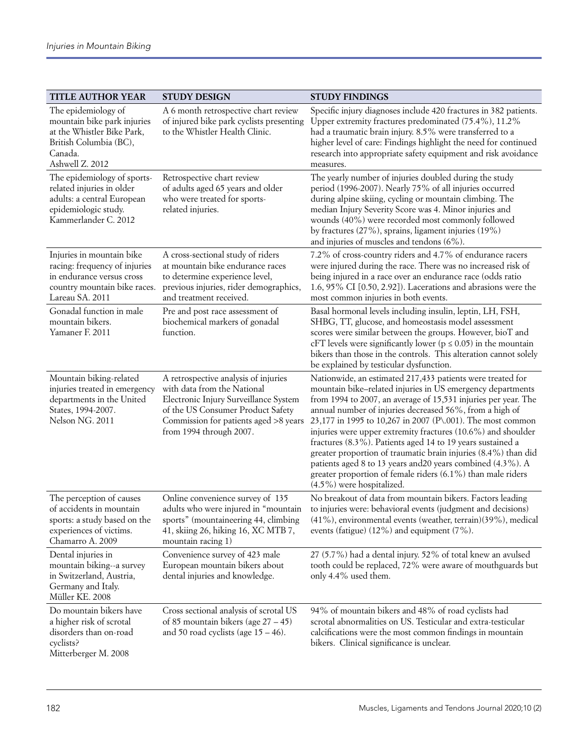| TITLE AUTHOR YEAR | STUDY DESIGN | STUDY FINDINGS |
|---|---|---|
| The epidemiology of mountain bike park injuries at the Whistler Bike Park, British Columbia (BC), Canada. Ashwell Z. 2012 | A 6 month retrospective chart review of injured bike park cyclists presenting to the Whistler Health Clinic. | Specific injury diagnoses include 420 fractures in 382 patients. Upper extremity fractures predominated (75.4%), 11.2% had a traumatic brain injury. 8.5% were transferred to a higher level of care: Findings highlight the need for continued research into appropriate safety equipment and risk avoidance measures. |
| The epidemiology of sports-related injuries in older adults: a central European epidemiologic study. Kammerlander C. 2012 | Retrospective chart review of adults aged 65 years and older who were treated for sports-related injuries. | The yearly number of injuries doubled during the study period (1996-2007). Nearly 75% of all injuries occurred during alpine skiing, cycling or mountain climbing. The median Injury Severity Score was 4. Minor injuries and wounds (40%) were recorded most commonly followed by fractures (27%), sprains, ligament injuries (19%) and injuries of muscles and tendons (6%). |
| Injuries in mountain bike racing: frequency of injuries in endurance versus cross country mountain bike races. Lareau SA. 2011 | A cross-sectional study of riders at mountain bike endurance races to determine experience level, previous injuries, rider demographics, and treatment received. | 7.2% of cross-country riders and 4.7% of endurance racers were injured during the race. There was no increased risk of being injured in a race over an endurance race (odds ratio 1.6, 95% CI [0.50, 2.92]). Lacerations and abrasions were the most common injuries in both events. |
| Gonadal function in male mountain bikers. Yamaner F. 2011 | Pre and post race assessment of biochemical markers of gonadal function. | Basal hormonal levels including insulin, leptin, LH, FSH, SHBG, TT, glucose, and homeostasis model assessment scores were similar between the groups. However, bioT and cFT levels were significantly lower ($p \leq 0.05$) in the mountain bikers than those in the controls. This alteration cannot solely be explained by testicular dysfunction. |
| Mountain biking-related injuries treated in emergency departments in the United States, 1994-2007. Nelson NG. 2011 | A retrospective analysis of injuries with data from the National Electronic Injury Surveillance System of the US Consumer Product Safety Commission for patients aged >8 years from 1994 through 2007. | Nationwide, an estimated 217,433 patients were treated for mountain bike–related injuries in US emergency departments from 1994 to 2007, an average of 15,531 injuries per year. The annual number of injuries decreased 56%, from a high of 23,177 in 1995 to 10,267 in 2007 (P\.001). The most common injuries were upper extremity fractures (10.6%) and shoulder fractures (8.3%). Patients aged 14 to 19 years sustained a greater proportion of traumatic brain injuries (8.4%) than did patients aged 8 to 13 years and20 years combined (4.3%). A greater proportion of female riders (6.1%) than male riders (4.5%) were hospitalized. |
| The perception of causes of accidents in mountain sports: a study based on the experiences of victims. Chamarro A. 2009 | Online convenience survey of 135 adults who were injured in "mountain sports" (mountaineering 44, climbing 41, skiing 26, hiking 16, XC MTB 7, mountain racing 1) | No breakout of data from mountain bikers. Factors leading to injuries were: behavioral events (judgment and decisions) (41%), environmental events (weather, terrain)(39%), medical events (fatigue) (12%) and equipment (7%). |
| Dental injuries in mountain biking--a survey in Switzerland, Austria, Germany and Italy. Müller KE. 2008 | Convenience survey of 423 male European mountain bikers about dental injuries and knowledge. | 27 (5.7%) had a dental injury. 52% of total knew an avulsed tooth could be replaced, 72% were aware of mouthguards but only 4.4% used them. |
| Do mountain bikers have a higher risk of scrotal disorders than on-road cyclists? Mitterberger M. 2008 | Cross sectional analysis of scrotal US of 85 mountain bikers (age 27 – 45) and 50 road cyclists (age 15 – 46). | 94% of mountain bikers and 48% of road cyclists had scrotal abnormalities on US. Testicular and extra-testicular calcifications were the most common findings in mountain bikers. Clinical significance is unclear. |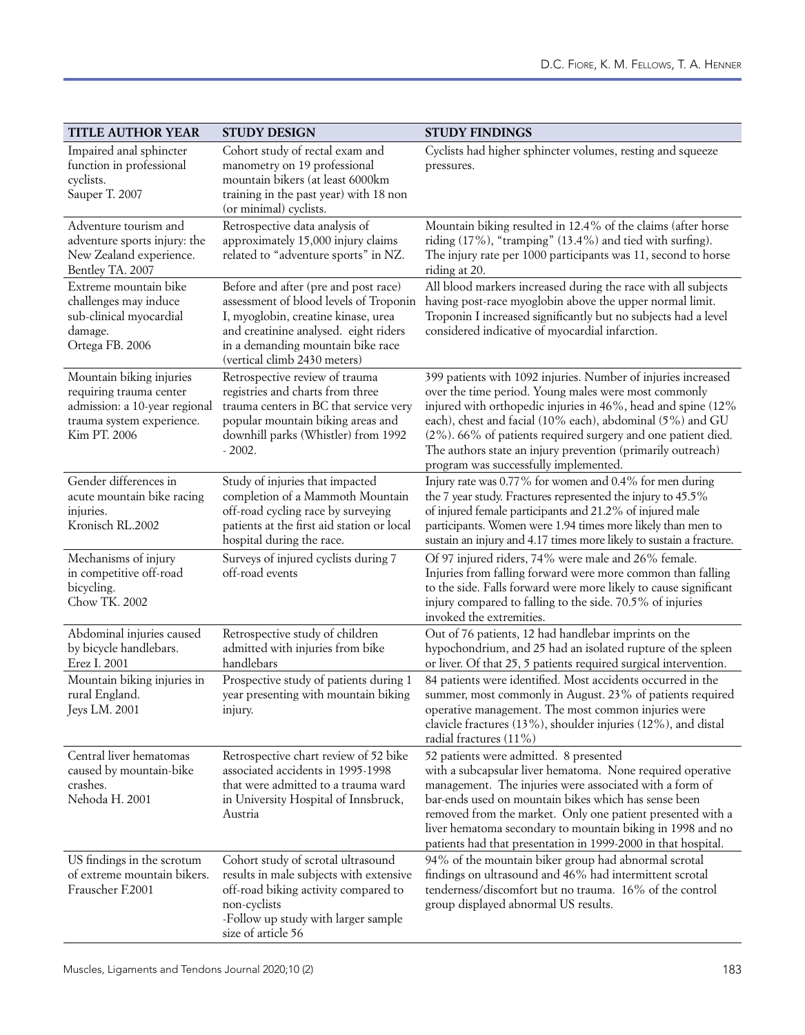| TITLE AUTHOR YEAR | STUDY DESIGN | STUDY FINDINGS |
|---|---|---|
| Impaired anal sphincter function in professional cyclists. Sauper T. 2007 | Cohort study of rectal exam and manometry on 19 professional mountain bikers (at least 6000km training in the past year) with 18 non (or minimal) cyclists. | Cyclists had higher sphincter volumes, resting and squeeze pressures. |
| Adventure tourism and adventure sports injury: the New Zealand experience. Bentley TA. 2007 | Retrospective data analysis of approximately 15,000 injury claims related to "adventure sports" in NZ. | Mountain biking resulted in 12.4% of the claims (after horse riding (17%), "tramping" (13.4%) and tied with surfing). The injury rate per 1000 participants was 11, second to horse riding at 20. |
| Extreme mountain bike challenges may induce sub-clinical myocardial damage. Ortega FB. 2006 | Before and after (pre and post race) assessment of blood levels of Troponin I, myoglobin, creatine kinase, urea and creatinine analysed. eight riders in a demanding mountain bike race (vertical climb 2430 meters) | All blood markers increased during the race with all subjects having post-race myoglobin above the upper normal limit. Troponin I increased significantly but no subjects had a level considered indicative of myocardial infarction. |
| Mountain biking injuries requiring trauma center admission: a 10-year regional trauma system experience. Kim PT. 2006 | Retrospective review of trauma registries and charts from three trauma centers in BC that service very popular mountain biking areas and downhill parks (Whistler) from 1992 - 2002. | 399 patients with 1092 injuries. Number of injuries increased over the time period. Young males were most commonly injured with orthopedic injuries in 46%, head and spine (12% each), chest and facial (10% each), abdominal (5%) and GU (2%). 66% of patients required surgery and one patient died. The authors state an injury prevention (primarily outreach) program was successfully implemented. |
| Gender differences in acute mountain bike racing injuries. Kronisch RL.2002 | Study of injuries that impacted completion of a Mammoth Mountain off-road cycling race by surveying patients at the first aid station or local hospital during the race. | Injury rate was 0.77% for women and 0.4% for men during the 7 year study. Fractures represented the injury to 45.5% of injured female participants and 21.2% of injured male participants. Women were 1.94 times more likely than men to sustain an injury and 4.17 times more likely to sustain a fracture. |
| Mechanisms of injury in competitive off-road bicycling. Chow TK. 2002 | Surveys of injured cyclists during 7 off-road events | Of 97 injured riders, 74% were male and 26% female. Injuries from falling forward were more common than falling to the side. Falls forward were more likely to cause significant injury compared to falling to the side. 70.5% of injuries invoked the extremities. |
| Abdominal injuries caused by bicycle handlebars. Erez I. 2001 | Retrospective study of children admitted with injuries from bike handlebars | Out of 76 patients, 12 had handlebar imprints on the hypochondrium, and 25 had an isolated rupture of the spleen or liver. Of that 25, 5 patients required surgical intervention. |
| Mountain biking injuries in rural England. Jeys LM. 2001 | Prospective study of patients during 1 year presenting with mountain biking injury. | 84 patients were identified. Most accidents occurred in the summer, most commonly in August. 23% of patients required operative management. The most common injuries were clavicle fractures (13%), shoulder injuries (12%), and distal radial fractures (11%) |
| Central liver hematomas caused by mountain-bike crashes. Nehoda H. 2001 | Retrospective chart review of 52 bike associated accidents in 1995-1998 that were admitted to a trauma ward in University Hospital of Innsbruck, Austria | 52 patients were admitted. 8 presented with a subcapsular liver hematoma. None required operative management. The injuries were associated with a form of bar-ends used on mountain bikes which has sense been removed from the market. Only one patient presented with a liver hematoma secondary to mountain biking in 1998 and no patients had that presentation in 1999-2000 in that hospital. |
| US findings in the scrotum of extreme mountain bikers. Frauscher F.2001 | Cohort study of scrotal ultrasound results in male subjects with extensive off-road biking activity compared to non-cyclists -Follow up study with larger sample size of article 56 | 94% of the mountain biker group had abnormal scrotal findings on ultrasound and 46% had intermittent scrotal tenderness/discomfort but no trauma. 16% of the control group displayed abnormal US results. |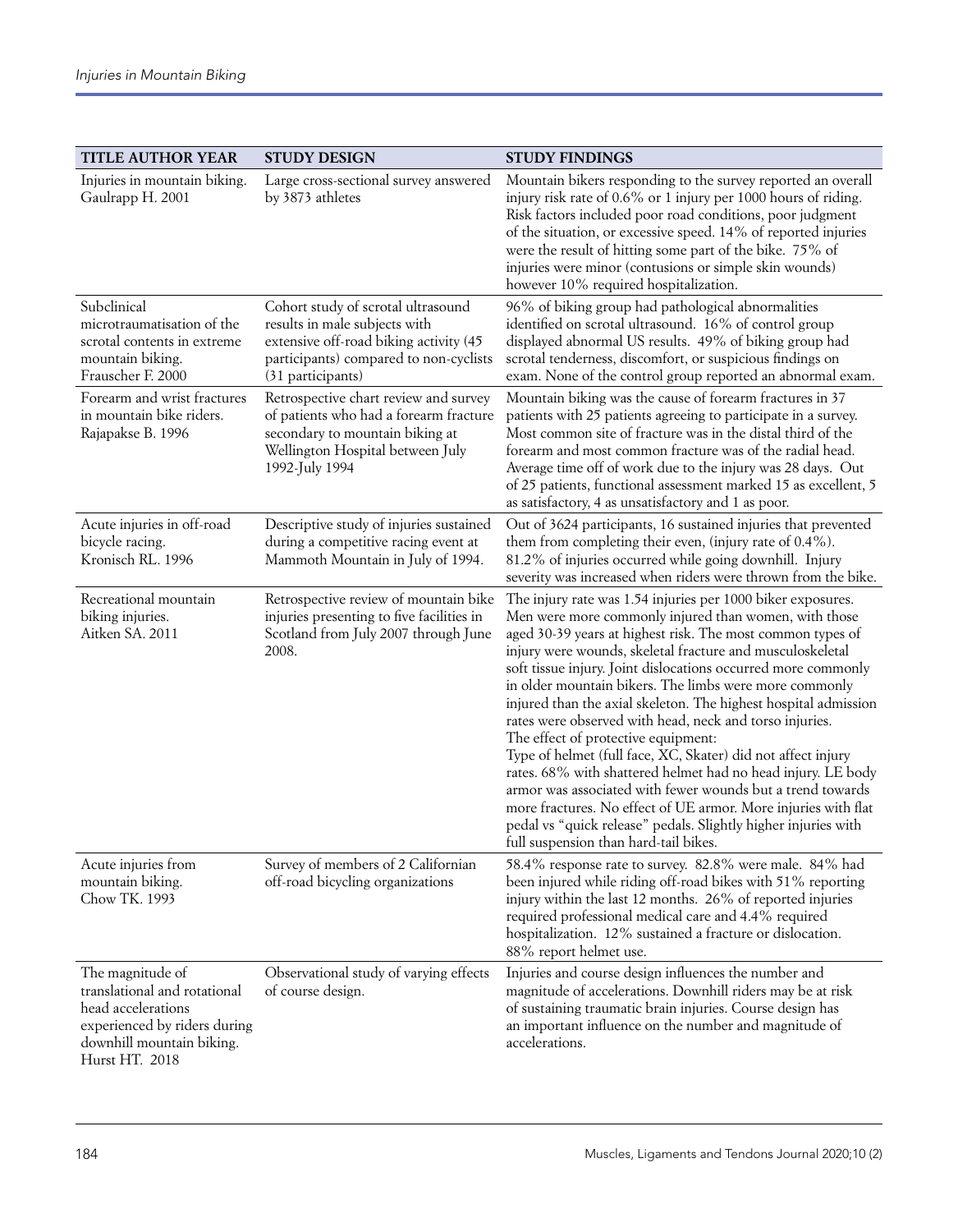| TITLE AUTHOR YEAR | STUDY DESIGN | STUDY FINDINGS |
|---|---|---|
| Injuries in mountain biking. Gaulrapp H. 2001 | Large cross-sectional survey answered by 3873 athletes | Mountain bikers responding to the survey reported an overall injury risk rate of 0.6% or 1 injury per 1000 hours of riding. Risk factors included poor road conditions, poor judgment of the situation, or excessive speed. 14% of reported injuries were the result of hitting some part of the bike. 75% of injuries were minor (contusions or simple skin wounds) however 10% required hospitalization. |
| Subclinical microtraumatisation of the scrotal contents in extreme mountain biking. Frauscher F. 2000 | Cohort study of scrotal ultrasound results in male subjects with extensive off-road biking activity (45 participants) compared to non-cyclists (31 participants) | 96% of biking group had pathological abnormalities identified on scrotal ultrasound. 16% of control group displayed abnormal US results. 49% of biking group had scrotal tenderness, discomfort, or suspicious findings on exam. None of the control group reported an abnormal exam. |
| Forearm and wrist fractures in mountain bike riders. Rajapakse B. 1996 | Retrospective chart review and survey of patients who had a forearm fracture secondary to mountain biking at Wellington Hospital between July 1992-July 1994 | Mountain biking was the cause of forearm fractures in 37 patients with 25 patients agreeing to participate in a survey. Most common site of fracture was in the distal third of the forearm and most common fracture was of the radial head. Average time off of work due to the injury was 28 days. Out of 25 patients, functional assessment marked 15 as excellent, 5 as satisfactory, 4 as unsatisfactory and 1 as poor. |
| Acute injuries in off-road bicycle racing. Kronisch RL. 1996 | Descriptive study of injuries sustained during a competitive racing event at Mammoth Mountain in July of 1994. | Out of 3624 participants, 16 sustained injuries that prevented them from completing their even, (injury rate of 0.4%). 81.2% of injuries occurred while going downhill. Injury severity was increased when riders were thrown from the bike. |
| Recreational mountain biking injuries. Aitken SA. 2011 | Retrospective review of mountain bike injuries presenting to five facilities in Scotland from July 2007 through June 2008. | The injury rate was 1.54 injuries per 1000 biker exposures. Men were more commonly injured than women, with those aged 30-39 years at highest risk. The most common types of injury were wounds, skeletal fracture and musculoskeletal soft tissue injury. Joint dislocations occurred more commonly in older mountain bikers. The limbs were more commonly injured than the axial skeleton. The highest hospital admission rates were observed with head, neck and torso injuries. The effect of protective equipment: Type of helmet (full face, XC, Skater) did not affect injury rates. 68% with shattered helmet had no head injury. LE body armor was associated with fewer wounds but a trend towards more fractures. No effect of UE armor. More injuries with flat pedal vs "quick release" pedals. Slightly higher injuries with full suspension than hard-tail bikes. |
| Acute injuries from mountain biking. Chow TK. 1993 | Survey of members of 2 Californian off-road bicycling organizations | 58.4% response rate to survey. 82.8% were male. 84% had been injured while riding off-road bikes with 51% reporting injury within the last 12 months. 26% of reported injuries required professional medical care and 4.4% required hospitalization. 12% sustained a fracture or dislocation. 88% report helmet use. |
| The magnitude of translational and rotational head accelerations experienced by riders during downhill mountain biking. Hurst HT. 2018 | Observational study of varying effects of course design. | Injuries and course design influences the number and magnitude of accelerations. Downhill riders may be at risk of sustaining traumatic brain injuries. Course design has an important influence on the number and magnitude of accelerations. |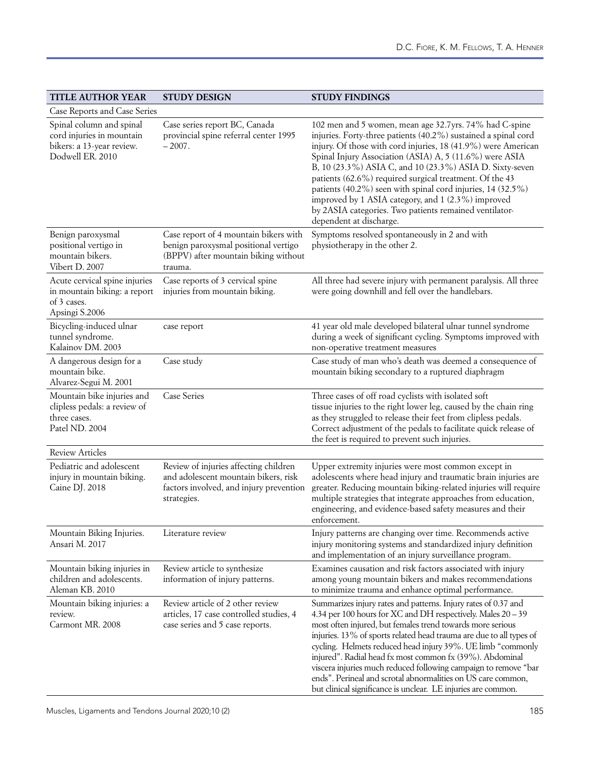| TITLE AUTHOR YEAR | STUDY DESIGN | STUDY FINDINGS |
|---|---|---|
| Case Reports and Case Series | | |
| Spinal column and spinal cord injuries in mountain bikers: a 13-year review. Dodwell ER. 2010 | Case series report BC, Canada provincial spine referral center 1995 – 2007. | 102 men and 5 women, mean age 32.7yrs. 74% had C-spine injuries. Forty-three patients (40.2%) sustained a spinal cord injury. Of those with cord injuries, 18 (41.9%) were American Spinal Injury Association (ASIA) A, 5 (11.6%) were ASIA B, 10 (23.3%) ASIA C, and 10 (23.3%) ASIA D. Sixty-seven patients (62.6%) required surgical treatment. Of the 43 patients (40.2%) seen with spinal cord injuries, 14 (32.5%) improved by 1 ASIA category, and 1 (2.3%) improved by 2ASIA categories. Two patients remained ventilator-dependent at discharge. |
| Benign paroxysmal positional vertigo in mountain bikers. Vibert D. 2007 | Case report of 4 mountain bikers with benign paroxysmal positional vertigo (BPPV) after mountain biking without trauma. | Symptoms resolved spontaneously in 2 and with physiotherapy in the other 2. |
| Acute cervical spine injuries in mountain biking: a report of 3 cases. Apsingi S.2006 | Case reports of 3 cervical spine injuries from mountain biking. | All three had severe injury with permanent paralysis. All three were going downhill and fell over the handlebars. |
| Bicycling-induced ulnar tunnel syndrome. Kalainov DM. 2003 | case report | 41 year old male developed bilateral ulnar tunnel syndrome during a week of significant cycling. Symptoms improved with non-operative treatment measures |
| A dangerous design for a mountain bike. Alvarez-Segui M. 2001 | Case study | Case study of man who's death was deemed a consequence of mountain biking secondary to a ruptured diaphragm |
| Mountain bike injuries and clipless pedals: a review of three cases. Patel ND. 2004 | Case Series | Three cases of off road cyclists with isolated soft tissue injuries to the right lower leg, caused by the chain ring as they struggled to release their feet from clipless pedals. Correct adjustment of the pedals to facilitate quick release of the feet is required to prevent such injuries. |
| Review Articles | | |
| Pediatric and adolescent injury in mountain biking. Caine DJ. 2018 | Review of injuries affecting children and adolescent mountain bikers, risk factors involved, and injury prevention strategies. | Upper extremity injuries were most common except in adolescents where head injury and traumatic brain injuries are greater. Reducing mountain biking-related injuries will require multiple strategies that integrate approaches from education, engineering, and evidence-based safety measures and their enforcement. |
| Mountain Biking Injuries. Ansari M. 2017 | Literature review | Injury patterns are changing over time. Recommends active injury monitoring systems and standardized injury definition and implementation of an injury surveillance program. |
| Mountain biking injuries in children and adolescents. Aleman KB. 2010 | Review article to synthesize information of injury patterns. | Examines causation and risk factors associated with injury among young mountain bikers and makes recommendations to minimize trauma and enhance optimal performance. |
| Mountain biking injuries: a review. Carmont MR. 2008 | Review article of 2 other review articles, 17 case controlled studies, 4 case series and 5 case reports. | Summarizes injury rates and patterns. Injury rates of 0.37 and 4.34 per 100 hours for XC and DH respectively. Males 20 – 39 most often injured, but females trend towards more serious injuries. 13% of sports related head trauma are due to all types of cycling. Helmets reduced head injury 39%. UE limb "commonly injured". Radial head fx most common fx (39%). Abdominal viscera injuries much reduced following campaign to remove "bar ends". Perineal and scrotal abnormalities on US care common, but clinical significance is unclear. LE injuries are common. |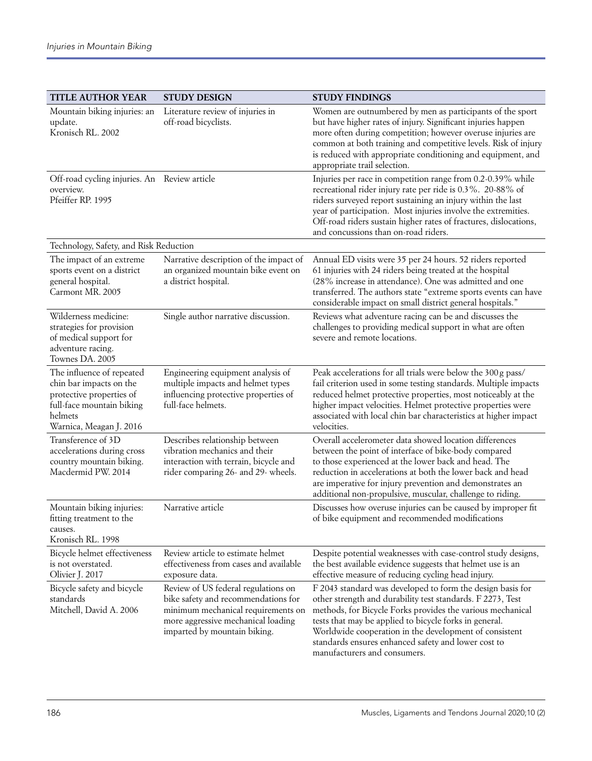| TITLE AUTHOR YEAR | STUDY DESIGN | STUDY FINDINGS |
|---|---|---|
| Mountain biking injuries: an update. Kronisch RL. 2002 | Literature review of injuries in off-road bicyclists. | Women are outnumbered by men as participants of the sport but have higher rates of injury. Significant injuries happen more often during competition; however overuse injuries are common at both training and competitive levels. Risk of injury is reduced with appropriate conditioning and equipment, and appropriate trail selection. |
| Off-road cycling injuries. An overview. Pfeiffer RP. 1995 | Review article | Injuries per race in competition range from 0.2-0.39% while recreational rider injury rate per ride is 0.3%. 20-88% of riders surveyed report sustaining an injury within the last year of participation. Most injuries involve the extremities. Off-road riders sustain higher rates of fractures, dislocations, and concussions than on-road riders. |
| Technology, Safety, and Risk Reduction | | |
| The impact of an extreme sports event on a district general hospital. Carmont MR. 2005 | Narrative description of the impact of an organized mountain bike event on a district hospital. | Annual ED visits were 35 per 24 hours. 52 riders reported 61 injuries with 24 riders being treated at the hospital (28% increase in attendance). One was admitted and one transferred. The authors state "extreme sports events can have considerable impact on small district general hospitals." |
| Wilderness medicine: strategies for provision of medical support for adventure racing. Townes DA. 2005 | Single author narrative discussion. | Reviews what adventure racing can be and discusses the challenges to providing medical support in what are often severe and remote locations. |
| The influence of repeated chin bar impacts on the protective properties of full-face mountain biking helmets Warnica, Meagan J. 2016 | Engineering equipment analysis of multiple impacts and helmet types influencing protective properties of full-face helmets. | Peak accelerations for all trials were below the 300 g pass/fail criterion used in some testing standards. Multiple impacts reduced helmet protective properties, most noticeably at the higher impact velocities. Helmet protective properties were associated with local chin bar characteristics at higher impact velocities. |
| Transference of 3D accelerations during cross country mountain biking. Macdermid PW. 2014 | Describes relationship between vibration mechanics and their interaction with terrain, bicycle and rider comparing 26- and 29- wheels. | Overall accelerometer data showed location differences between the point of interface of bike-body compared to those experienced at the lower back and head. The reduction in accelerations at both the lower back and head are imperative for injury prevention and demonstrates an additional non-propulsive, muscular, challenge to riding. |
| Mountain biking injuries: fitting treatment to the causes. Kronisch RL. 1998 | Narrative article | Discusses how overuse injuries can be caused by improper fit of bike equipment and recommended modifications |
| Bicycle helmet effectiveness is not overstated. Olivier J. 2017 | Review article to estimate helmet effectiveness from cases and available exposure data. | Despite potential weaknesses with case-control study designs, the best available evidence suggests that helmet use is an effective measure of reducing cycling head injury. |
| Bicycle safety and bicycle standards Mitchell, David A. 2006 | Review of US federal regulations on bike safety and recommendations for minimum mechanical requirements on more aggressive mechanical loading imparted by mountain biking. | F 2043 standard was developed to form the design basis for other strength and durability test standards. F 2273, Test methods, for Bicycle Forks provides the various mechanical tests that may be applied to bicycle forks in general. Worldwide cooperation in the development of consistent standards ensures enhanced safety and lower cost to manufacturers and consumers. |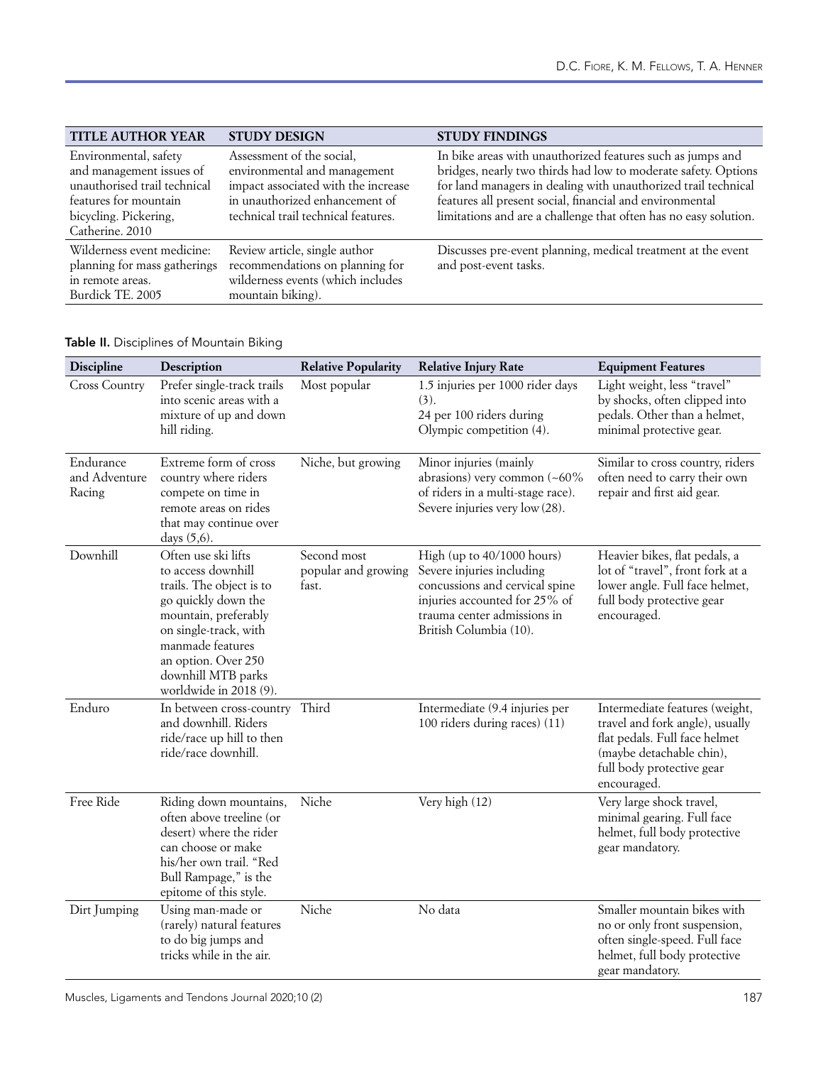| TITLE AUTHOR YEAR | STUDY DESIGN | STUDY FINDINGS |
|---|---|---|
| Environmental, safety and management issues of unauthorised trail technical features for mountain bicycling. Pickering, Catherine. 2010 | Assessment of the social, environmental and management impact associated with the increase in unauthorized enhancement of technical trail technical features. | In bike areas with unauthorized features such as jumps and bridges, nearly two thirds had low to moderate safety. Options for land managers in dealing with unauthorized trail technical features all present social, financial and environmental limitations and are a challenge that often has no easy solution. |
| Wilderness event medicine: planning for mass gatherings in remote areas. Burdick TE. 2005 | Review article, single author recommendations on planning for wilderness events (which includes mountain biking). | Discusses pre-event planning, medical treatment at the event and post-event tasks. |

**Table II.** Disciplines of Mountain Biking

| Discipline | Description | Relative Popularity | Relative Injury Rate | Equipment Features |
|---|---|---|---|---|
| Cross Country | Prefer single-track trails into scenic areas with a mixture of up and down hill riding. | Most popular | 1.5 injuries per 1000 rider days (3). 24 per 100 riders during Olympic competition (4). | Light weight, less "travel" by shocks, often clipped into pedals. Other than a helmet, minimal protective gear. |
| Endurance and Adventure Racing | Extreme form of cross country where riders compete on time in remote areas on rides that may continue over days (5,6). | Niche, but growing | Minor injuries (mainly abrasions) very common (~60% of riders in a multi-stage race). Severe injuries very low (28). | Similar to cross country, riders often need to carry their own repair and first aid gear. |
| Downhill | Often use ski lifts to access downhill trails. The object is to go quickly down the mountain, preferably on single-track, with manmade features an option. Over 250 downhill MTB parks worldwide in 2018 (9). | Second most popular and growing fast. | High (up to 40/1000 hours) Severe injuries including concussions and cervical spine injuries accounted for 25% of trauma center admissions in British Columbia (10). | Heavier bikes, flat pedals, a lot of "travel", front fork at a lower angle. Full face helmet, full body protective gear encouraged. |
| Enduro | In between cross-country and downhill. Riders ride/race up hill to then ride/race downhill. | Third | Intermediate (9.4 injuries per 100 riders during races) (11) | Intermediate features (weight, travel and fork angle), usually flat pedals. Full face helmet (maybe detachable chin), full body protective gear encouraged. |
| Free Ride | Riding down mountains, often above treeline (or desert) where the rider can choose or make his/her own trail. "Red Bull Rampage," is the epitome of this style. | Niche | Very high (12) | Very large shock travel, minimal gearing. Full face helmet, full body protective gear mandatory. |
| Dirt Jumping | Using man-made or (rarely) natural features to do big jumps and tricks while in the air. | Niche | No data | Smaller mountain bikes with no or only front suspension, often single-speed. Full face helmet, full body protective gear mandatory. |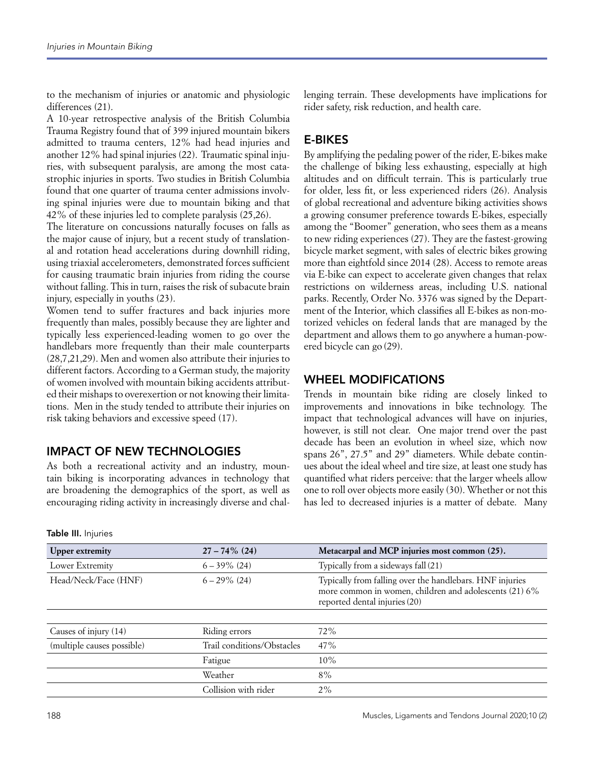to the mechanism of injuries or anatomic and physiologic differences (21).

A 10-year retrospective analysis of the British Columbia Trauma Registry found that of 399 injured mountain bikers admitted to trauma centers, 12% had head injuries and another 12% had spinal injuries (22). Traumatic spinal injuries, with subsequent paralysis, are among the most catastrophic injuries in sports. Two studies in British Columbia found that one quarter of trauma center admissions involving spinal injuries were due to mountain biking and that 42% of these injuries led to complete paralysis (25,26).

The literature on concussions naturally focuses on falls as the major cause of injury, but a recent study of translational and rotation head accelerations during downhill riding, using triaxial accelerometers, demonstrated forces sufficient for causing traumatic brain injuries from riding the course without falling. This in turn, raises the risk of subacute brain injury, especially in youths (23).

Women tend to suffer fractures and back injuries more frequently than males, possibly because they are lighter and typically less experienced-leading women to go over the handlebars more frequently than their male counterparts (28,7,21,29). Men and women also attribute their injuries to different factors. According to a German study, the majority of women involved with mountain biking accidents attributed their mishaps to overexertion or not knowing their limitations. Men in the study tended to attribute their injuries on risk taking behaviors and excessive speed (17).

## IMPACT OF NEW TECHNOLOGIES

As both a recreational activity and an industry, mountain biking is incorporating advances in technology that are broadening the demographics of the sport, as well as encouraging riding activity in increasingly diverse and challenging terrain. These developments have implications for rider safety, risk reduction, and health care.

## E-BIKES

By amplifying the pedaling power of the rider, E-bikes make the challenge of biking less exhausting, especially at high altitudes and on difficult terrain. This is particularly true for older, less fit, or less experienced riders (26). Analysis of global recreational and adventure biking activities shows a growing consumer preference towards E-bikes, especially among the "Boomer" generation, who sees them as a means to new riding experiences (27). They are the fastest-growing bicycle market segment, with sales of electric bikes growing more than eightfold since 2014 (28). Access to remote areas via E-bike can expect to accelerate given changes that relax restrictions on wilderness areas, including U.S. national parks. Recently, Order No. 3376 was signed by the Department of the Interior, which classifies all E-bikes as non-motorized vehicles on federal lands that are managed by the department and allows them to go anywhere a human-powered bicycle can go (29).

## WHEEL MODIFICATIONS

Trends in mountain bike riding are closely linked to improvements and innovations in bike technology. The impact that technological advances will have on injuries, however, is still not clear. One major trend over the past decade has been an evolution in wheel size, which now spans 26", 27.5" and 29" diameters. While debate continues about the ideal wheel and tire size, at least one study has quantified what riders perceive: that the larger wheels allow one to roll over objects more easily (30). Whether or not this has led to decreased injuries is a matter of debate. Many

**Table III.** Injuries

| **Upper extremity** | **27 – 74% (24)** | **Metacarpal and MCP injuries most common (25).** |
|---|---|---|
| Lower Extremity | 6 – 39% (24) | Typically from a sideways fall (21) |
| Head/Neck/Face (HNF) | 6 – 29% (24) | Typically from falling over the handlebars. HNF injuries more common in women, children and adolescents (21) 6% reported dental injuries (20) |
| | | |
| Causes of injury (14) | Riding errors | 72% |
| (multiple causes possible) | Trail conditions/Obstacles | 47% |
| | Fatigue | 10% |
| | Weather | 8% |
| | Collision with rider | 2% |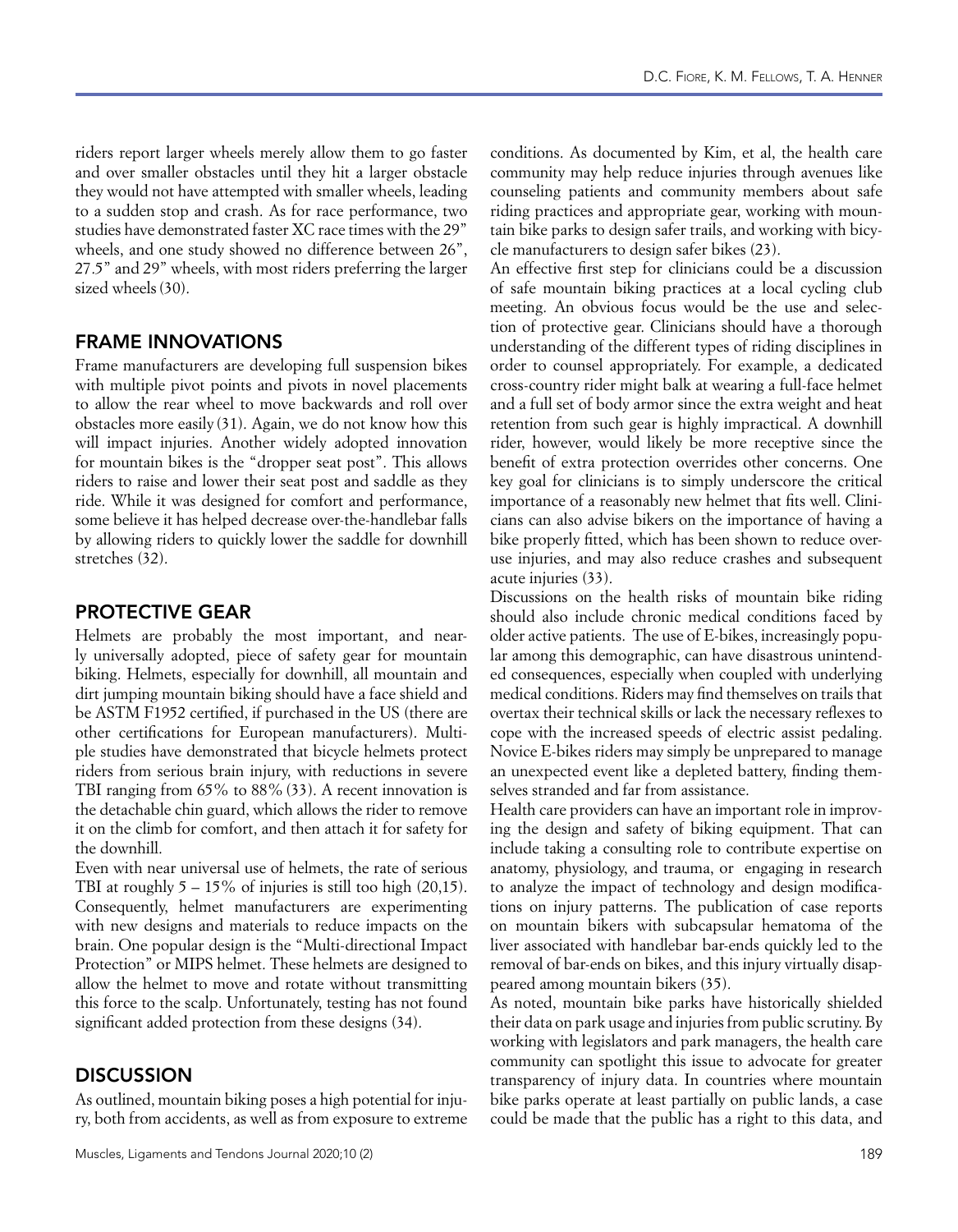riders report larger wheels merely allow them to go faster and over smaller obstacles until they hit a larger obstacle they would not have attempted with smaller wheels, leading to a sudden stop and crash. As for race performance, two studies have demonstrated faster XC race times with the 29" wheels, and one study showed no difference between 26", 27.5" and 29" wheels, with most riders preferring the larger sized wheels (30).

## FRAME INNOVATIONS

Frame manufacturers are developing full suspension bikes with multiple pivot points and pivots in novel placements to allow the rear wheel to move backwards and roll over obstacles more easily (31). Again, we do not know how this will impact injuries. Another widely adopted innovation for mountain bikes is the "dropper seat post". This allows riders to raise and lower their seat post and saddle as they ride. While it was designed for comfort and performance, some believe it has helped decrease over-the-handlebar falls by allowing riders to quickly lower the saddle for downhill stretches (32).

## PROTECTIVE GEAR

Helmets are probably the most important, and nearly universally adopted, piece of safety gear for mountain biking. Helmets, especially for downhill, all mountain and dirt jumping mountain biking should have a face shield and be ASTM F1952 certified, if purchased in the US (there are other certifications for European manufacturers). Multiple studies have demonstrated that bicycle helmets protect riders from serious brain injury, with reductions in severe TBI ranging from 65% to 88% (33). A recent innovation is the detachable chin guard, which allows the rider to remove it on the climb for comfort, and then attach it for safety for the downhill.

Even with near universal use of helmets, the rate of serious TBI at roughly 5 – 15% of injuries is still too high (20,15). Consequently, helmet manufacturers are experimenting with new designs and materials to reduce impacts on the brain. One popular design is the "Multi-directional Impact Protection" or MIPS helmet. These helmets are designed to allow the helmet to move and rotate without transmitting this force to the scalp. Unfortunately, testing has not found significant added protection from these designs (34).

## DISCUSSION

As outlined, mountain biking poses a high potential for injury, both from accidents, as well as from exposure to extreme conditions. As documented by Kim, et al, the health care community may help reduce injuries through avenues like counseling patients and community members about safe riding practices and appropriate gear, working with mountain bike parks to design safer trails, and working with bicycle manufacturers to design safer bikes (23).

An effective first step for clinicians could be a discussion of safe mountain biking practices at a local cycling club meeting. An obvious focus would be the use and selection of protective gear. Clinicians should have a thorough understanding of the different types of riding disciplines in order to counsel appropriately. For example, a dedicated cross-country rider might balk at wearing a full-face helmet and a full set of body armor since the extra weight and heat retention from such gear is highly impractical. A downhill rider, however, would likely be more receptive since the benefit of extra protection overrides other concerns. One key goal for clinicians is to simply underscore the critical importance of a reasonably new helmet that fits well. Clinicians can also advise bikers on the importance of having a bike properly fitted, which has been shown to reduce overuse injuries, and may also reduce crashes and subsequent acute injuries (33).

Discussions on the health risks of mountain bike riding should also include chronic medical conditions faced by older active patients. The use of E-bikes, increasingly popular among this demographic, can have disastrous unintended consequences, especially when coupled with underlying medical conditions. Riders may find themselves on trails that overtax their technical skills or lack the necessary reflexes to cope with the increased speeds of electric assist pedaling. Novice E-bikes riders may simply be unprepared to manage an unexpected event like a depleted battery, finding themselves stranded and far from assistance.

Health care providers can have an important role in improving the design and safety of biking equipment. That can include taking a consulting role to contribute expertise on anatomy, physiology, and trauma, or engaging in research to analyze the impact of technology and design modifications on injury patterns. The publication of case reports on mountain bikers with subcapsular hematoma of the liver associated with handlebar bar-ends quickly led to the removal of bar-ends on bikes, and this injury virtually disappeared among mountain bikers (35).

As noted, mountain bike parks have historically shielded their data on park usage and injuries from public scrutiny. By working with legislators and park managers, the health care community can spotlight this issue to advocate for greater transparency of injury data. In countries where mountain bike parks operate at least partially on public lands, a case could be made that the public has a right to this data, and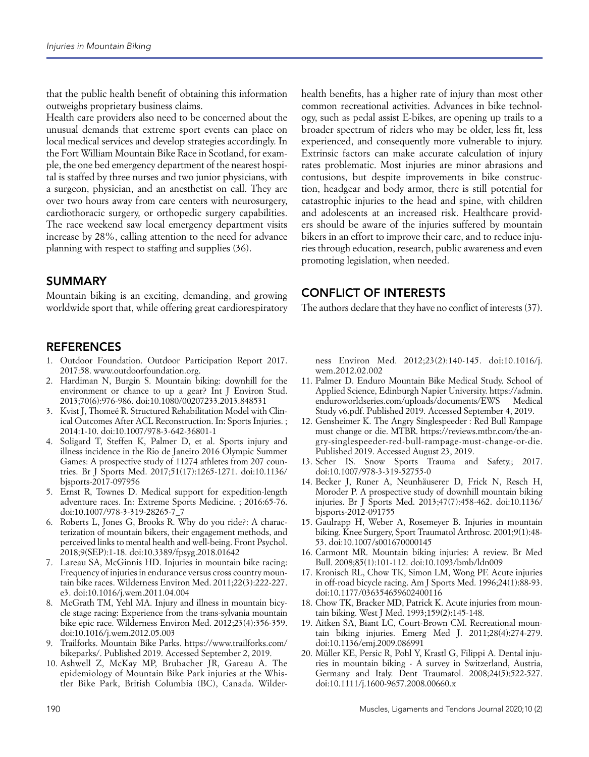that the public health benefit of obtaining this information outweighs proprietary business claims.

Health care providers also need to be concerned about the unusual demands that extreme sport events can place on local medical services and develop strategies accordingly. In the Fort William Mountain Bike Race in Scotland, for example, the one bed emergency department of the nearest hospital is staffed by three nurses and two junior physicians, with a surgeon, physician, and an anesthetist on call. They are over two hours away from care centers with neurosurgery, cardiothoracic surgery, or orthopedic surgery capabilities. The race weekend saw local emergency department visits increase by 28%, calling attention to the need for advance planning with respect to staffing and supplies (36).

## SUMMARY

Mountain biking is an exciting, demanding, and growing worldwide sport that, while offering great cardiorespiratory health benefits, has a higher rate of injury than most other common recreational activities. Advances in bike technology, such as pedal assist E-bikes, are opening up trails to a broader spectrum of riders who may be older, less fit, less experienced, and consequently more vulnerable to injury. Extrinsic factors can make accurate calculation of injury rates problematic. Most injuries are minor abrasions and contusions, but despite improvements in bike construction, headgear and body armor, there is still potential for catastrophic injuries to the head and spine, with children and adolescents at an increased risk. Healthcare providers should be aware of the injuries suffered by mountain bikers in an effort to improve their care, and to reduce injuries through education, research, public awareness and even promoting legislation, when needed.

## CONFLICT OF INTERESTS

The authors declare that they have no conflict of interests (37).

## REFERENCES

1. Outdoor Foundation. Outdoor Participation Report 2017. 2017:58. www.outdoorfoundation.org.
2. Hardiman N, Burgin S. Mountain biking: downhill for the environment or chance to up a gear? Int J Environ Stud. 2013;70(6):976-986. doi:10.1080/00207233.2013.848531
3. Kvist J, Thomeé R. Structured Rehabilitation Model with Clinical Outcomes After ACL Reconstruction. In: Sports Injuries. ; 2014:1-10. doi:10.1007/978-3-642-36801-1
4. Soligard T, Steffen K, Palmer D, et al. Sports injury and illness incidence in the Rio de Janeiro 2016 Olympic Summer Games: A prospective study of 11274 athletes from 207 countries. Br J Sports Med. 2017;51(17):1265-1271. doi:10.1136/bjsports-2017-097956
5. Ernst R, Townes D. Medical support for expedition-length adventure races. In: Extreme Sports Medicine. ; 2016:65-76. doi:10.1007/978-3-319-28265-7_7
6. Roberts L, Jones G, Brooks R. Why do you ride?: A characterization of mountain bikers, their engagement methods, and perceived links to mental health and well-being. Front Psychol. 2018;9(SEP):1-18. doi:10.3389/fpsyg.2018.01642
7. Lareau SA, McGinnis HD. Injuries in mountain bike racing: Frequency of injuries in endurance versus cross country mountain bike races. Wilderness Environ Med. 2011;22(3):222-227.e3. doi:10.1016/j.wem.2011.04.004
8. McGrath TM, Yehl MA. Injury and illness in mountain bicycle stage racing: Experience from the trans-sylvania mountain bike epic race. Wilderness Environ Med. 2012;23(4):356-359. doi:10.1016/j.wem.2012.05.003
9. Trailforks. Mountain Bike Parks. https://www.trailforks.com/bikeparks/. Published 2019. Accessed September 2, 2019.
10. Ashwell Z, McKay MP, Brubacher JR, Gareau A. The epidemiology of Mountain Bike Park injuries at the Whistler Bike Park, British Columbia (BC), Canada. Wilderness Environ Med. 2012;23(2):140-145. doi:10.1016/j.wem.2012.02.002
11. Palmer D. Enduro Mountain Bike Medical Study. School of Applied Science, Edinburgh Napier University. https://admin.enduroworldseries.com/uploads/documents/EWS Medical Study v6.pdf. Published 2019. Accessed September 4, 2019.
12. Gensheimer K. The Angry Singlespeeder : Red Bull Rampage must change or die. MTBR. https://reviews.mtbr.com/the-angry-singlespeeder-red-bull-rampage-must-change-or-die. Published 2019. Accessed August 23, 2019.
13. Scher IS. Snow Sports Trauma and Safety.; 2017. doi:10.1007/978-3-319-52755-0
14. Becker J, Runer A, Neunhäuserer D, Frick N, Resch H, Moroder P. A prospective study of downhill mountain biking injuries. Br J Sports Med. 2013;47(7):458-462. doi:10.1136/bjsports-2012-091755
15. Gaulrapp H, Weber A, Rosemeyer B. Injuries in mountain biking. Knee Surgery, Sport Traumatol Arthrosc. 2001;9(1):48-53. doi:10.1007/s001670000145
16. Carmont MR. Mountain biking injuries: A review. Br Med Bull. 2008;85(1):101-112. doi:10.1093/bmb/ldn009
17. Kronisch RL, Chow TK, Simon LM, Wong PF. Acute injuries in off-road bicycle racing. Am J Sports Med. 1996;24(1):88-93. doi:10.1177/036354659602400116
18. Chow TK, Bracker MD, Patrick K. Acute injuries from mountain biking. West J Med. 1993;159(2):145-148.
19. Aitken SA, Biant LC, Court-Brown CM. Recreational mountain biking injuries. Emerg Med J. 2011;28(4):274-279. doi:10.1136/emj.2009.086991
20. Müller KE, Persic R, Pohl Y, Krastl G, Filippi A. Dental injuries in mountain biking - A survey in Switzerland, Austria, Germany and Italy. Dent Traumatol. 2008;24(5):522-527. doi:10.1111/j.1600-9657.2008.00660.x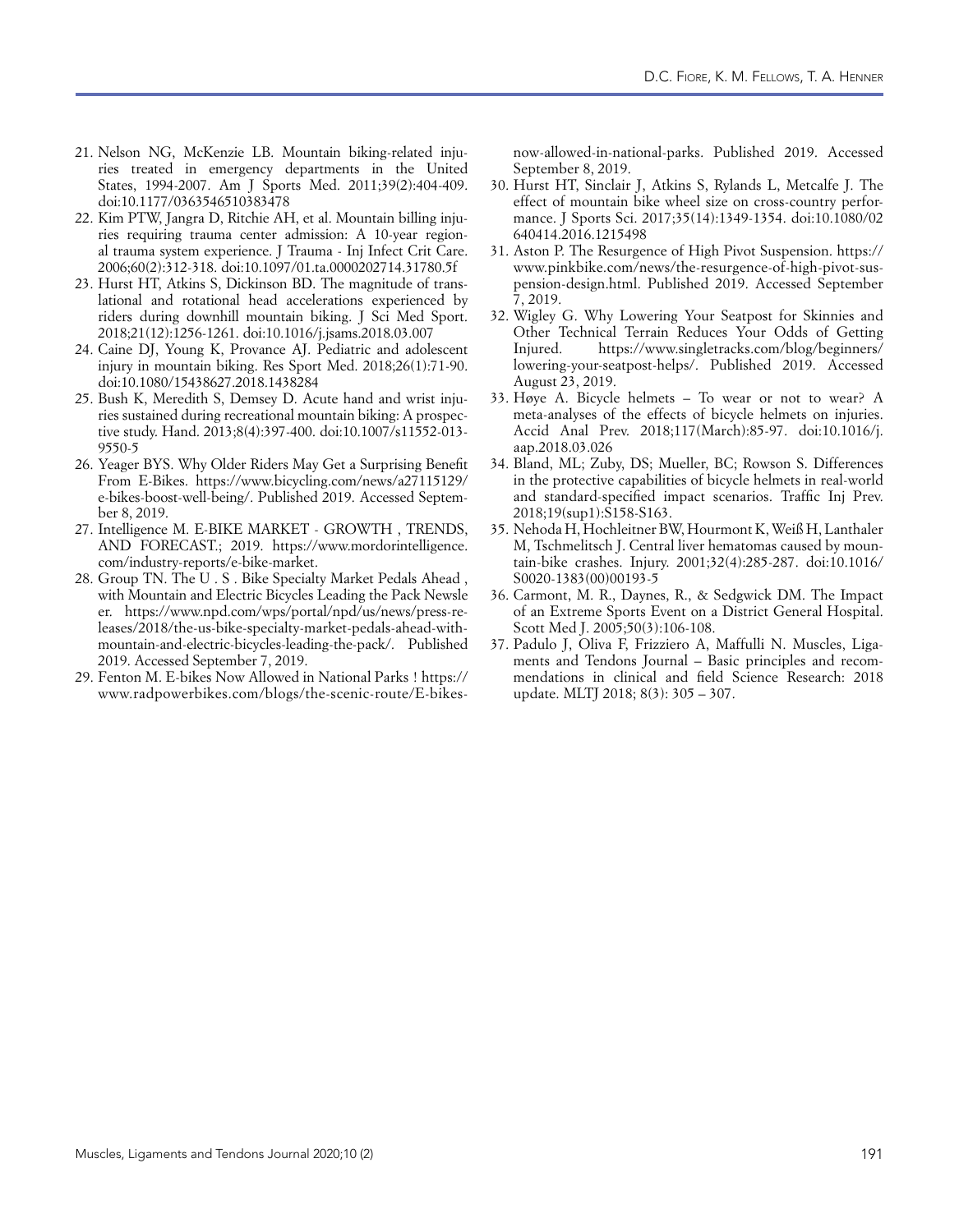21. Nelson NG, McKenzie LB. Mountain biking-related injuries treated in emergency departments in the United States, 1994-2007. Am J Sports Med. 2011;39(2):404-409. doi:10.1177/0363546510383478
22. Kim PTW, Jangra D, Ritchie AH, et al. Mountain billing injuries requiring trauma center admission: A 10-year regional trauma system experience. J Trauma - Inj Infect Crit Care. 2006;60(2):312-318. doi:10.1097/01.ta.0000202714.31780.5f
23. Hurst HT, Atkins S, Dickinson BD. The magnitude of translational and rotational head accelerations experienced by riders during downhill mountain biking. J Sci Med Sport. 2018;21(12):1256-1261. doi:10.1016/j.jsams.2018.03.007
24. Caine DJ, Young K, Provance AJ. Pediatric and adolescent injury in mountain biking. Res Sport Med. 2018;26(1):71-90. doi:10.1080/15438627.2018.1438284
25. Bush K, Meredith S, Demsey D. Acute hand and wrist injuries sustained during recreational mountain biking: A prospective study. Hand. 2013;8(4):397-400. doi:10.1007/s11552-013-9550-5
26. Yeager BYS. Why Older Riders May Get a Surprising Benefit From E-Bikes. https://www.bicycling.com/news/a27115129/e-bikes-boost-well-being/. Published 2019. Accessed September 8, 2019.
27. Intelligence M. E-BIKE MARKET - GROWTH , TRENDS, AND FORECAST.; 2019. https://www.mordorintelligence.com/industry-reports/e-bike-market.
28. Group TN. The U . S . Bike Specialty Market Pedals Ahead , with Mountain and Electric Bicycles Leading the Pack Newsleer. https://www.npd.com/wps/portal/npd/us/news/press-releases/2018/the-us-bike-specialty-market-pedals-ahead-with-mountain-and-electric-bicycles-leading-the-pack/. Published 2019. Accessed September 7, 2019.
29. Fenton M. E-bikes Now Allowed in National Parks ! https://www.radpowerbikes.com/blogs/the-scenic-route/E-bikes-now-allowed-in-national-parks. Published 2019. Accessed September 8, 2019.
30. Hurst HT, Sinclair J, Atkins S, Rylands L, Metcalfe J. The effect of mountain bike wheel size on cross-country performance. J Sports Sci. 2017;35(14):1349-1354. doi:10.1080/02640414.2016.1215498
31. Aston P. The Resurgence of High Pivot Suspension. https://www.pinkbike.com/news/the-resurgence-of-high-pivot-suspension-design.html. Published 2019. Accessed September 7, 2019.
32. Wigley G. Why Lowering Your Seatpost for Skinnies and Other Technical Terrain Reduces Your Odds of Getting Injured. https://www.singletracks.com/blog/beginners/lowering-your-seatpost-helps/. Published 2019. Accessed August 23, 2019.
33. Høye A. Bicycle helmets – To wear or not to wear? A meta-analyses of the effects of bicycle helmets on injuries. Accid Anal Prev. 2018;117(March):85-97. doi:10.1016/j.aap.2018.03.026
34. Bland, ML; Zuby, DS; Mueller, BC; Rowson S. Differences in the protective capabilities of bicycle helmets in real-world and standard-specified impact scenarios. Traffic Inj Prev. 2018;19(sup1):S158-S163.
35. Nehoda H, Hochleitner BW, Hourmont K, Weiß H, Lanthaler M, Tschmelitsch J. Central liver hematomas caused by mountain-bike crashes. Injury. 2001;32(4):285-287. doi:10.1016/S0020-1383(00)00193-5
36. Carmont, M. R., Daynes, R., & Sedgwick DM. The Impact of an Extreme Sports Event on a District General Hospital. Scott Med J. 2005;50(3):106-108.
37. Padulo J, Oliva F, Frizziero A, Maffulli N. Muscles, Ligaments and Tendons Journal – Basic principles and recommendations in clinical and field Science Research: 2018 update. MLTJ 2018; 8(3): 305 – 307.